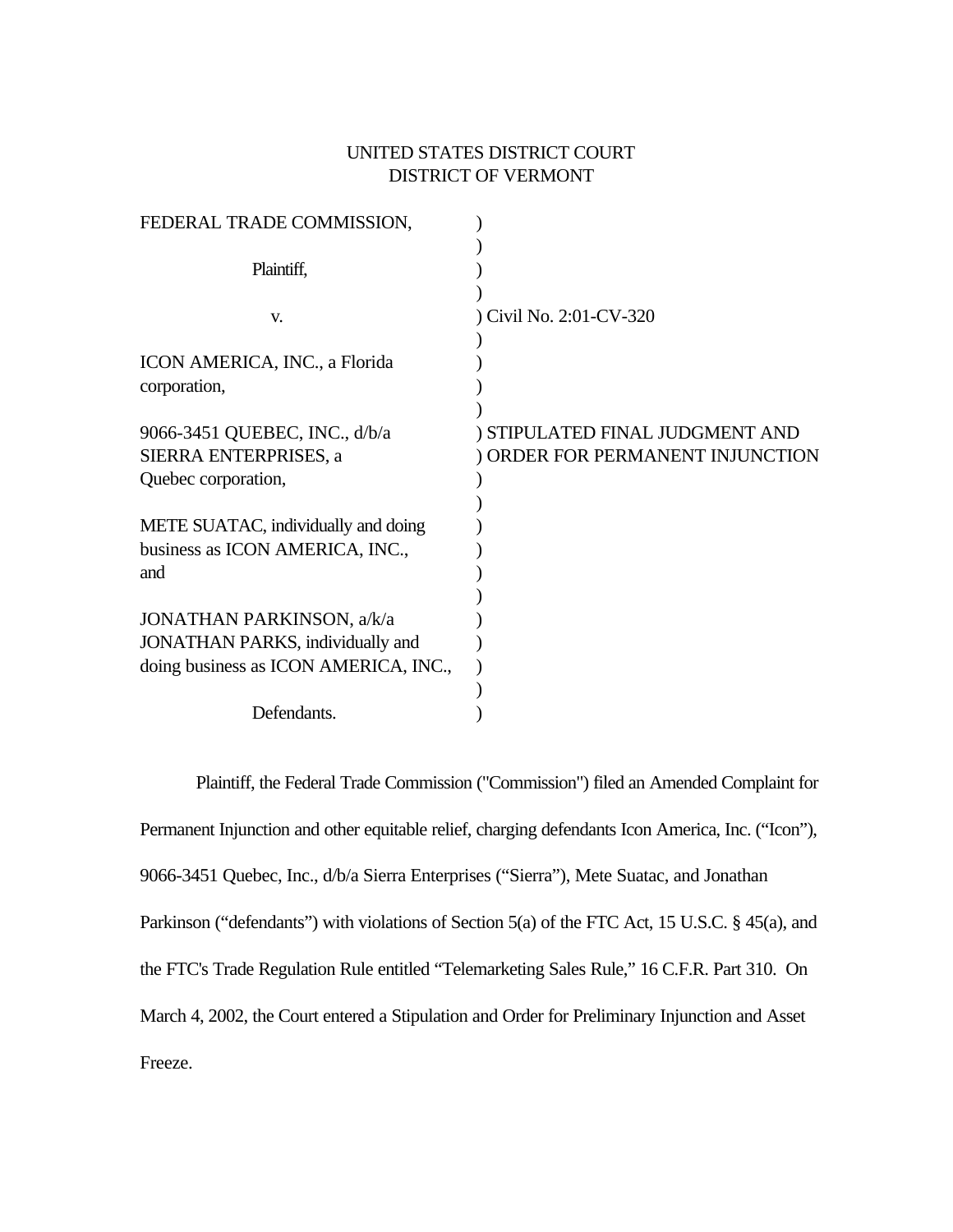UNITED STATES DISTRICT COURT
DISTRICT OF VERMONT

| | |
|---|---|
| FEDERAL TRADE COMMISSION, | ) |
| | ) |
| Plaintiff, | ) |
| | ) |
| v. | ) Civil No. 2:01-CV-320 |
| | ) |
| ICON AMERICA, INC., a Florida corporation, | ) |
| | ) |
| 9066-3451 QUEBEC, INC., d/b/a SIERRA ENTERPRISES, a Quebec corporation, | ) STIPULATED FINAL JUDGMENT AND ORDER FOR PERMANENT INJUNCTION |
| | ) |
| METE SUATAC, individually and doing business as ICON AMERICA, INC., and | ) |
| | ) |
| JONATHAN PARKINSON, a/k/a JONATHAN PARKS, individually and doing business as ICON AMERICA, INC., | ) |
| | ) |
| Defendants. | ) |

Plaintiff, the Federal Trade Commission ("Commission") filed an Amended Complaint for Permanent Injunction and other equitable relief, charging defendants Icon America, Inc. ("Icon"), 9066-3451 Quebec, Inc., d/b/a Sierra Enterprises ("Sierra"), Mete Suatac, and Jonathan Parkinson ("defendants") with violations of Section 5(a) of the FTC Act, 15 U.S.C. § 45(a), and the FTC's Trade Regulation Rule entitled "Telemarketing Sales Rule," 16 C.F.R. Part 310. On March 4, 2002, the Court entered a Stipulation and Order for Preliminary Injunction and Asset Freeze.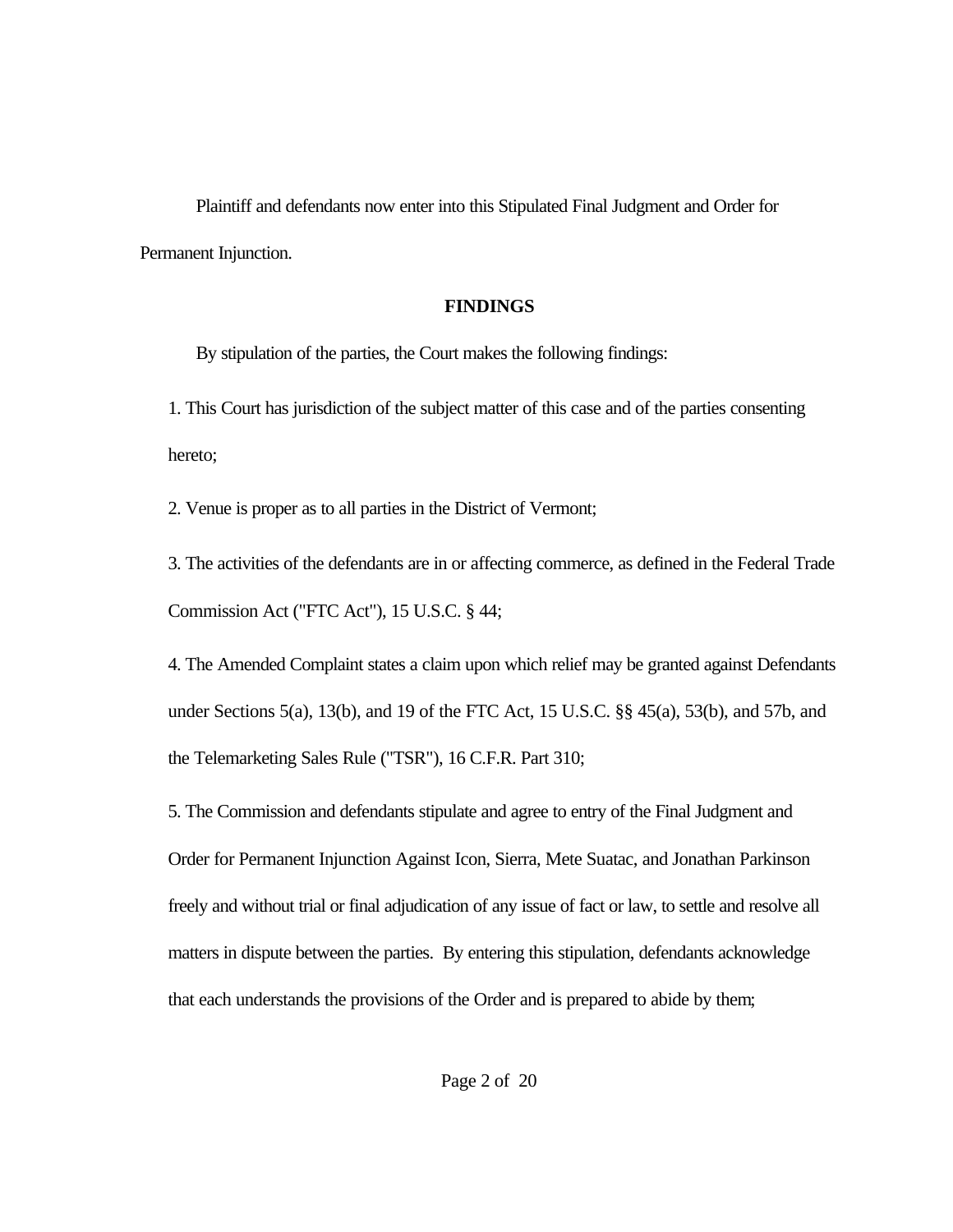Plaintiff and defendants now enter into this Stipulated Final Judgment and Order for Permanent Injunction.

## FINDINGS

By stipulation of the parties, the Court makes the following findings:

1. This Court has jurisdiction of the subject matter of this case and of the parties consenting hereto;

2. Venue is proper as to all parties in the District of Vermont;

3. The activities of the defendants are in or affecting commerce, as defined in the Federal Trade Commission Act ("FTC Act"), 15 U.S.C. § 44;

4. The Amended Complaint states a claim upon which relief may be granted against Defendants under Sections 5(a), 13(b), and 19 of the FTC Act, 15 U.S.C. §§ 45(a), 53(b), and 57b, and the Telemarketing Sales Rule ("TSR"), 16 C.F.R. Part 310;

5. The Commission and defendants stipulate and agree to entry of the Final Judgment and Order for Permanent Injunction Against Icon, Sierra, Mete Suatac, and Jonathan Parkinson freely and without trial or final adjudication of any issue of fact or law, to settle and resolve all matters in dispute between the parties. By entering this stipulation, defendants acknowledge that each understands the provisions of the Order and is prepared to abide by them;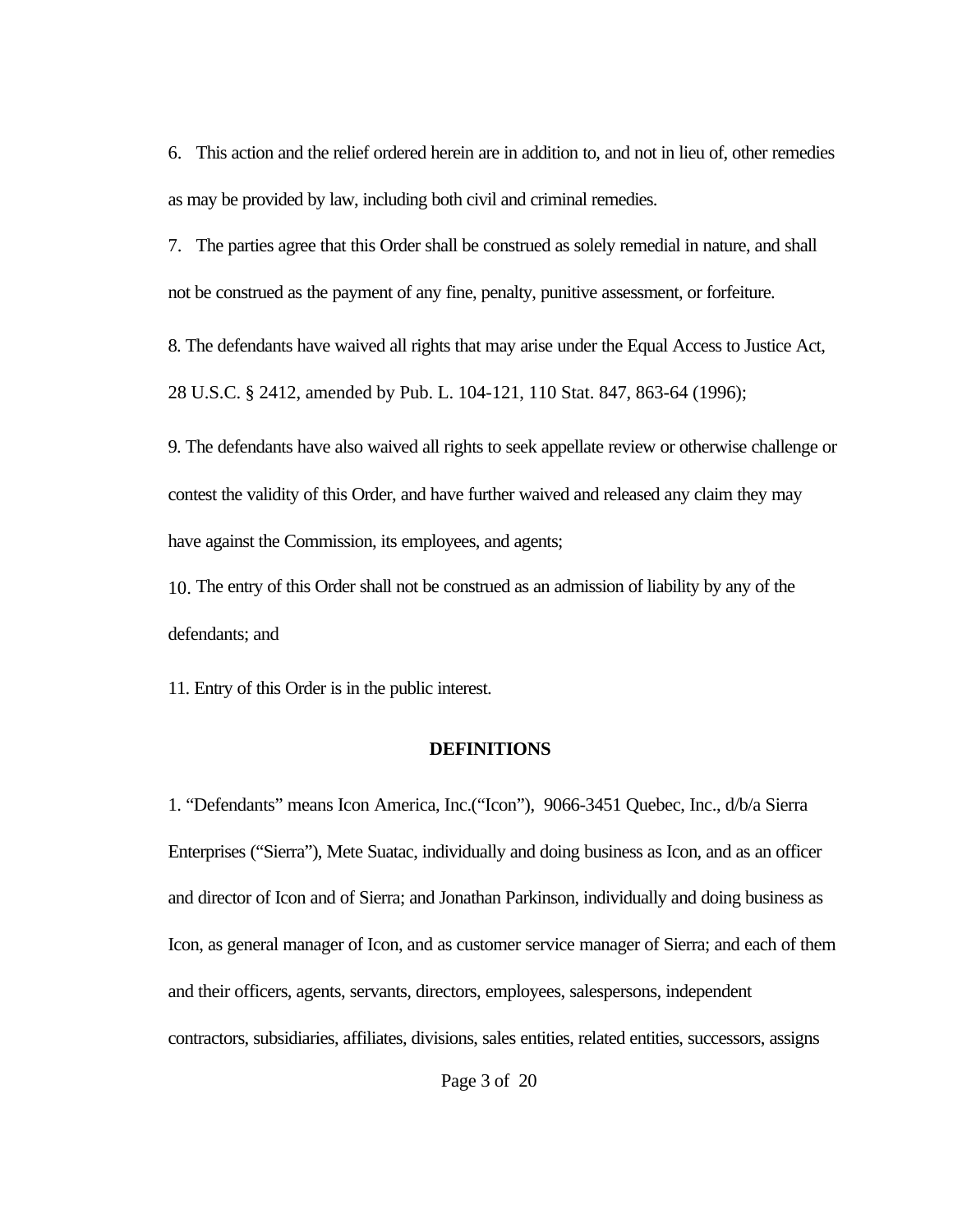6. This action and the relief ordered herein are in addition to, and not in lieu of, other remedies as may be provided by law, including both civil and criminal remedies.

7. The parties agree that this Order shall be construed as solely remedial in nature, and shall not be construed as the payment of any fine, penalty, punitive assessment, or forfeiture.

8. The defendants have waived all rights that may arise under the Equal Access to Justice Act, 28 U.S.C. § 2412, amended by Pub. L. 104-121, 110 Stat. 847, 863-64 (1996);

9. The defendants have also waived all rights to seek appellate review or otherwise challenge or contest the validity of this Order, and have further waived and released any claim they may have against the Commission, its employees, and agents;

10. The entry of this Order shall not be construed as an admission of liability by any of the defendants; and

11. Entry of this Order is in the public interest.

## DEFINITIONS

1. "Defendants" means Icon America, Inc.("Icon"), 9066-3451 Quebec, Inc., d/b/a Sierra Enterprises ("Sierra"), Mete Suatac, individually and doing business as Icon, and as an officer and director of Icon and of Sierra; and Jonathan Parkinson, individually and doing business as Icon, as general manager of Icon, and as customer service manager of Sierra; and each of them and their officers, agents, servants, directors, employees, salespersons, independent contractors, subsidiaries, affiliates, divisions, sales entities, related entities, successors, assigns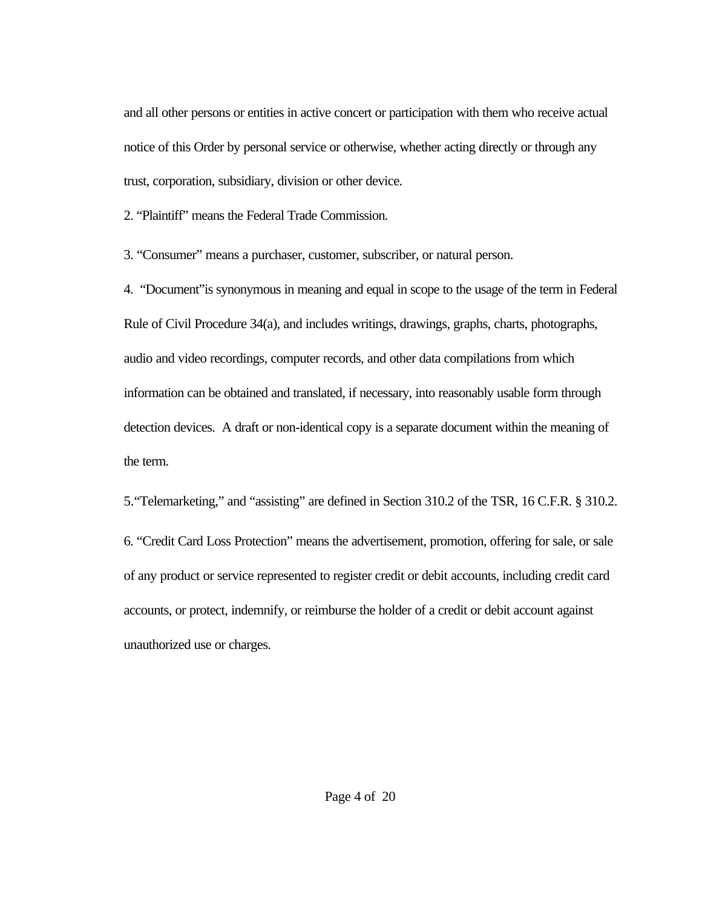and all other persons or entities in active concert or participation with them who receive actual notice of this Order by personal service or otherwise, whether acting directly or through any trust, corporation, subsidiary, division or other device.

2. "Plaintiff" means the Federal Trade Commission.

3. "Consumer" means a purchaser, customer, subscriber, or natural person.

4. "Document"is synonymous in meaning and equal in scope to the usage of the term in Federal Rule of Civil Procedure 34(a), and includes writings, drawings, graphs, charts, photographs, audio and video recordings, computer records, and other data compilations from which information can be obtained and translated, if necessary, into reasonably usable form through detection devices. A draft or non-identical copy is a separate document within the meaning of the term.

5."Telemarketing," and "assisting" are defined in Section 310.2 of the TSR, 16 C.F.R. § 310.2.

6. "Credit Card Loss Protection" means the advertisement, promotion, offering for sale, or sale of any product or service represented to register credit or debit accounts, including credit card accounts, or protect, indemnify, or reimburse the holder of a credit or debit account against unauthorized use or charges.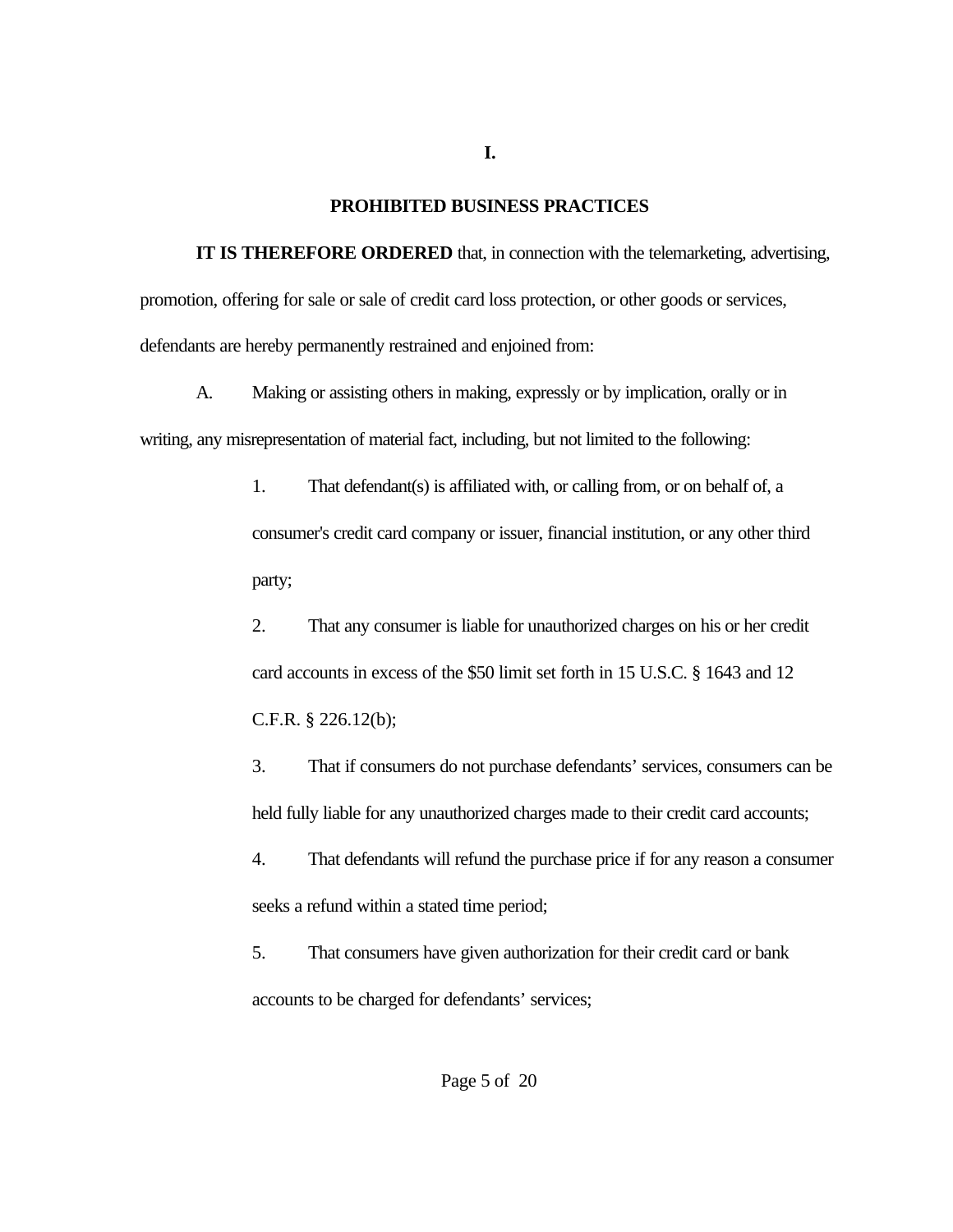# I.

## PROHIBITED BUSINESS PRACTICES

**IT IS THEREFORE ORDERED** that, in connection with the telemarketing, advertising, promotion, offering for sale or sale of credit card loss protection, or other goods or services, defendants are hereby permanently restrained and enjoined from:

A. Making or assisting others in making, expressly or by implication, orally or in writing, any misrepresentation of material fact, including, but not limited to the following:

1. That defendant(s) is affiliated with, or calling from, or on behalf of, a consumer's credit card company or issuer, financial institution, or any other third party;

2. That any consumer is liable for unauthorized charges on his or her credit card accounts in excess of the $50 limit set forth in 15 U.S.C. § 1643 and 12 C.F.R. § 226.12(b);

3. That if consumers do not purchase defendants' services, consumers can be held fully liable for any unauthorized charges made to their credit card accounts;

4. That defendants will refund the purchase price if for any reason a consumer seeks a refund within a stated time period;

5. That consumers have given authorization for their credit card or bank accounts to be charged for defendants' services;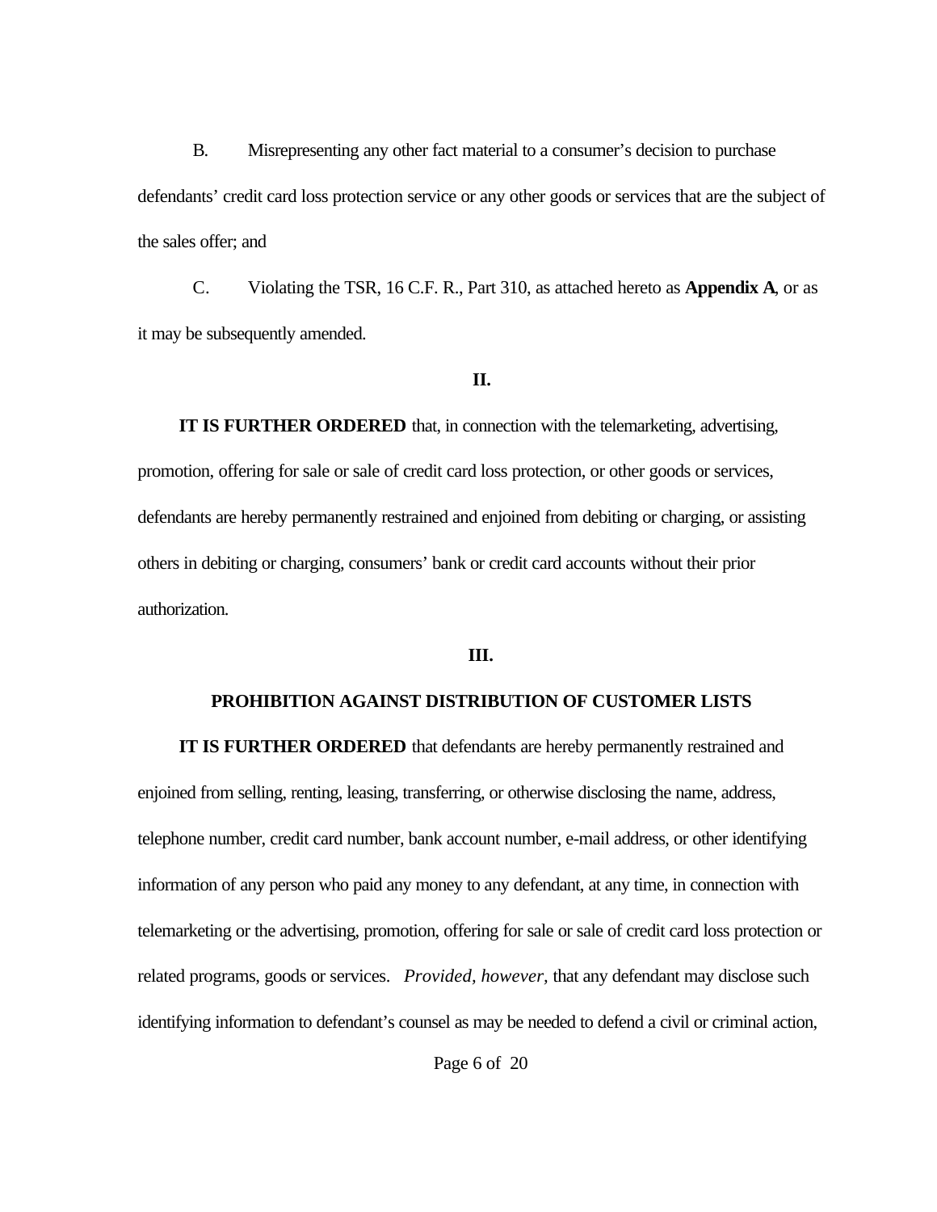B. Misrepresenting any other fact material to a consumer's decision to purchase defendants' credit card loss protection service or any other goods or services that are the subject of the sales offer; and

C. Violating the TSR, 16 C.F. R., Part 310, as attached hereto as **Appendix A**, or as it may be subsequently amended.

**II.**

**IT IS FURTHER ORDERED** that, in connection with the telemarketing, advertising, promotion, offering for sale or sale of credit card loss protection, or other goods or services, defendants are hereby permanently restrained and enjoined from debiting or charging, or assisting others in debiting or charging, consumers' bank or credit card accounts without their prior authorization.

**III.**

**PROHIBITION AGAINST DISTRIBUTION OF CUSTOMER LISTS**

**IT IS FURTHER ORDERED** that defendants are hereby permanently restrained and enjoined from selling, renting, leasing, transferring, or otherwise disclosing the name, address, telephone number, credit card number, bank account number, e-mail address, or other identifying information of any person who paid any money to any defendant, at any time, in connection with telemarketing or the advertising, promotion, offering for sale or sale of credit card loss protection or related programs, goods or services. *Provided, however,* that any defendant may disclose such identifying information to defendant's counsel as may be needed to defend a civil or criminal action,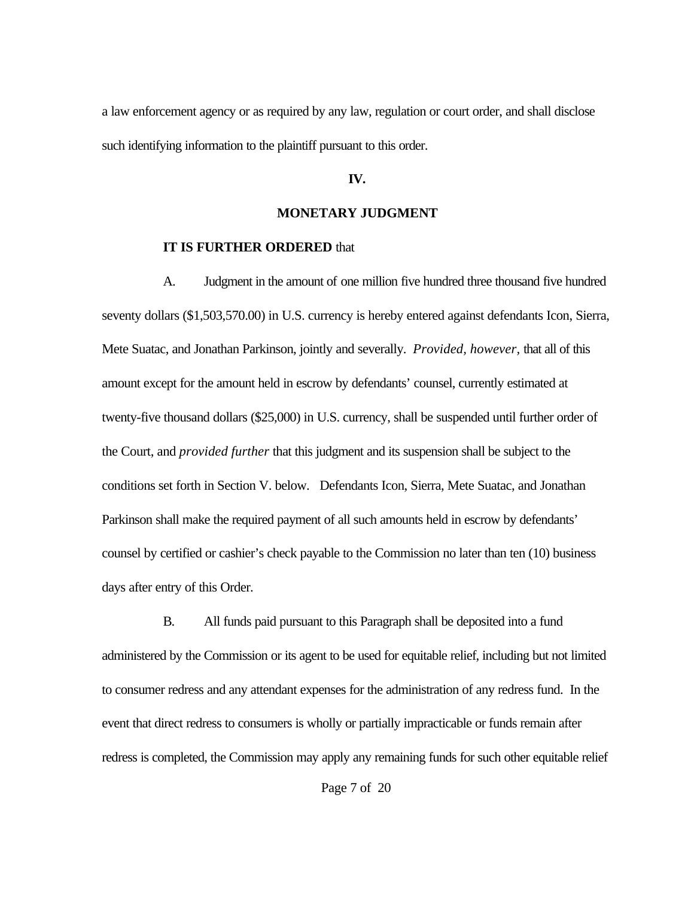a law enforcement agency or as required by any law, regulation or court order, and shall disclose such identifying information to the plaintiff pursuant to this order.

## IV.

## MONETARY JUDGMENT

**IT IS FURTHER ORDERED** that

A. Judgment in the amount of one million five hundred three thousand five hundred seventy dollars ($1,503,570.00) in U.S. currency is hereby entered against defendants Icon, Sierra, Mete Suatac, and Jonathan Parkinson, jointly and severally. *Provided, however,* that all of this amount except for the amount held in escrow by defendants' counsel, currently estimated at twenty-five thousand dollars ($25,000) in U.S. currency, shall be suspended until further order of the Court, and *provided further* that this judgment and its suspension shall be subject to the conditions set forth in Section V. below. Defendants Icon, Sierra, Mete Suatac, and Jonathan Parkinson shall make the required payment of all such amounts held in escrow by defendants' counsel by certified or cashier's check payable to the Commission no later than ten (10) business days after entry of this Order.

B. All funds paid pursuant to this Paragraph shall be deposited into a fund administered by the Commission or its agent to be used for equitable relief, including but not limited to consumer redress and any attendant expenses for the administration of any redress fund. In the event that direct redress to consumers is wholly or partially impracticable or funds remain after redress is completed, the Commission may apply any remaining funds for such other equitable relief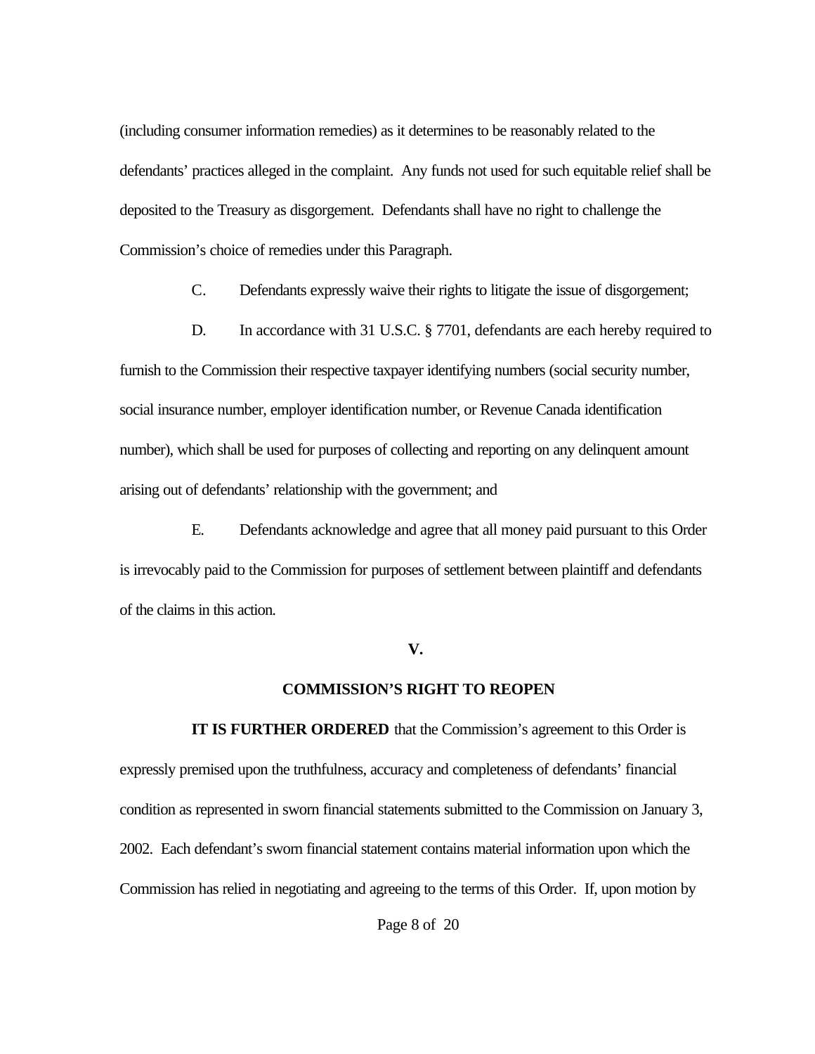(including consumer information remedies) as it determines to be reasonably related to the defendants' practices alleged in the complaint. Any funds not used for such equitable relief shall be deposited to the Treasury as disgorgement. Defendants shall have no right to challenge the Commission's choice of remedies under this Paragraph.

C. Defendants expressly waive their rights to litigate the issue of disgorgement;

D. In accordance with 31 U.S.C. § 7701, defendants are each hereby required to furnish to the Commission their respective taxpayer identifying numbers (social security number, social insurance number, employer identification number, or Revenue Canada identification number), which shall be used for purposes of collecting and reporting on any delinquent amount arising out of defendants' relationship with the government; and

E. Defendants acknowledge and agree that all money paid pursuant to this Order is irrevocably paid to the Commission for purposes of settlement between plaintiff and defendants of the claims in this action.

## V.

## COMMISSION'S RIGHT TO REOPEN

**IT IS FURTHER ORDERED** that the Commission's agreement to this Order is expressly premised upon the truthfulness, accuracy and completeness of defendants' financial condition as represented in sworn financial statements submitted to the Commission on January 3, 2002. Each defendant's sworn financial statement contains material information upon which the Commission has relied in negotiating and agreeing to the terms of this Order. If, upon motion by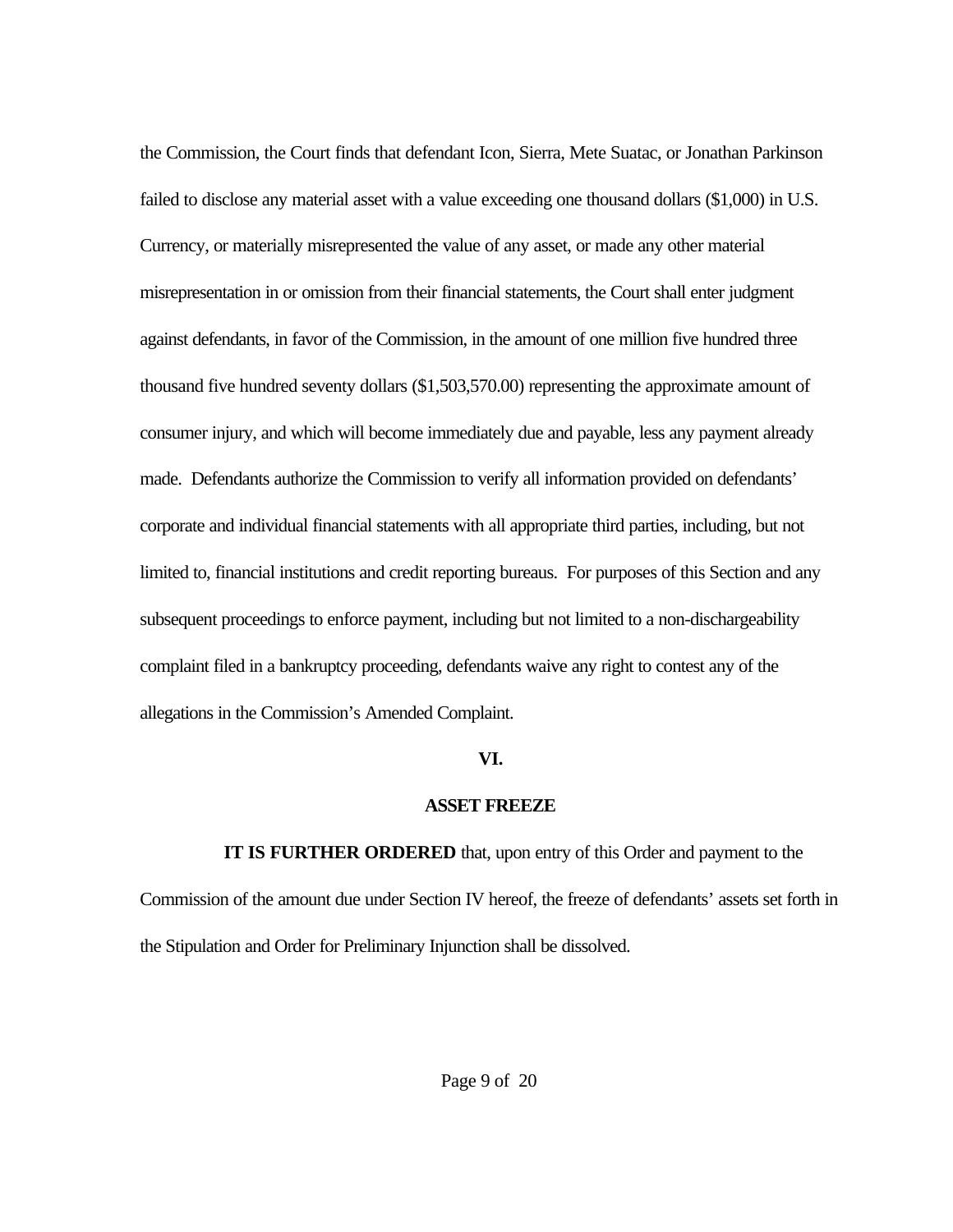the Commission, the Court finds that defendant Icon, Sierra, Mete Suatac, or Jonathan Parkinson failed to disclose any material asset with a value exceeding one thousand dollars ($1,000) in U.S. Currency, or materially misrepresented the value of any asset, or made any other material misrepresentation in or omission from their financial statements, the Court shall enter judgment against defendants, in favor of the Commission, in the amount of one million five hundred three thousand five hundred seventy dollars ($1,503,570.00) representing the approximate amount of consumer injury, and which will become immediately due and payable, less any payment already made. Defendants authorize the Commission to verify all information provided on defendants' corporate and individual financial statements with all appropriate third parties, including, but not limited to, financial institutions and credit reporting bureaus. For purposes of this Section and any subsequent proceedings to enforce payment, including but not limited to a non-dischargeability complaint filed in a bankruptcy proceeding, defendants waive any right to contest any of the allegations in the Commission's Amended Complaint.

## VI.

## ASSET FREEZE

**IT IS FURTHER ORDERED** that, upon entry of this Order and payment to the Commission of the amount due under Section IV hereof, the freeze of defendants' assets set forth in the Stipulation and Order for Preliminary Injunction shall be dissolved.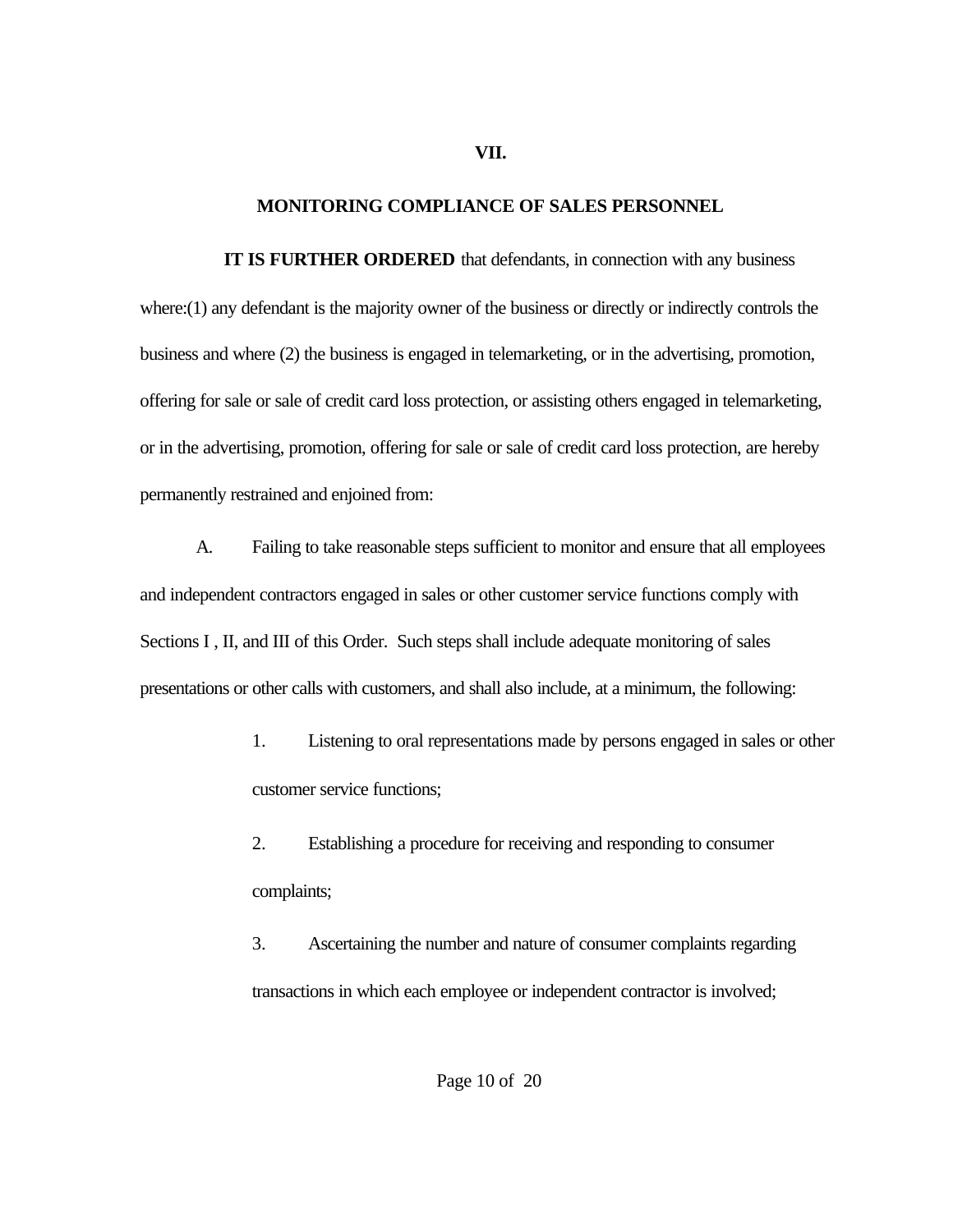## VII.

## MONITORING COMPLIANCE OF SALES PERSONNEL

**IT IS FURTHER ORDERED** that defendants, in connection with any business where:(1) any defendant is the majority owner of the business or directly or indirectly controls the business and where (2) the business is engaged in telemarketing, or in the advertising, promotion, offering for sale or sale of credit card loss protection, or assisting others engaged in telemarketing, or in the advertising, promotion, offering for sale or sale of credit card loss protection, are hereby permanently restrained and enjoined from:

A. Failing to take reasonable steps sufficient to monitor and ensure that all employees and independent contractors engaged in sales or other customer service functions comply with Sections I , II, and III of this Order. Such steps shall include adequate monitoring of sales presentations or other calls with customers, and shall also include, at a minimum, the following:

1. Listening to oral representations made by persons engaged in sales or other customer service functions;

2. Establishing a procedure for receiving and responding to consumer complaints;

3. Ascertaining the number and nature of consumer complaints regarding transactions in which each employee or independent contractor is involved;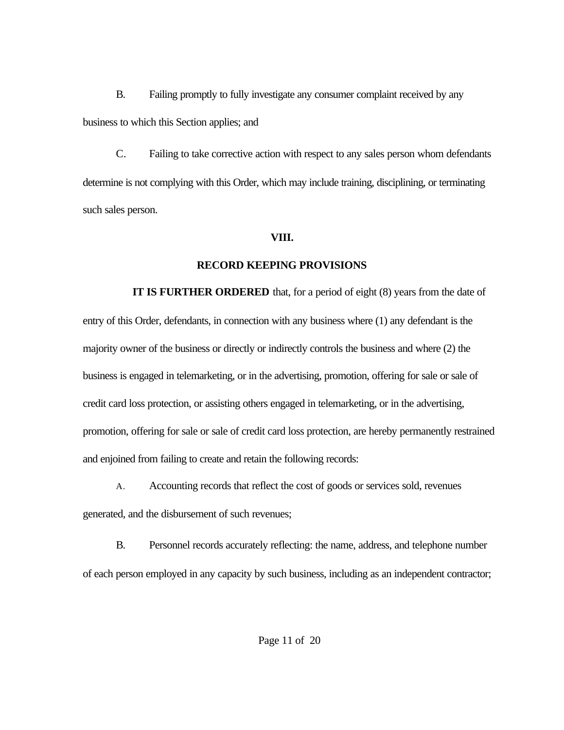B. Failing promptly to fully investigate any consumer complaint received by any business to which this Section applies; and

C. Failing to take corrective action with respect to any sales person whom defendants determine is not complying with this Order, which may include training, disciplining, or terminating such sales person.

## VIII.

## RECORD KEEPING PROVISIONS

**IT IS FURTHER ORDERED** that, for a period of eight (8) years from the date of entry of this Order, defendants, in connection with any business where (1) any defendant is the majority owner of the business or directly or indirectly controls the business and where (2) the business is engaged in telemarketing, or in the advertising, promotion, offering for sale or sale of credit card loss protection, or assisting others engaged in telemarketing, or in the advertising, promotion, offering for sale or sale of credit card loss protection, are hereby permanently restrained and enjoined from failing to create and retain the following records:

A. Accounting records that reflect the cost of goods or services sold, revenues generated, and the disbursement of such revenues;

B. Personnel records accurately reflecting: the name, address, and telephone number of each person employed in any capacity by such business, including as an independent contractor;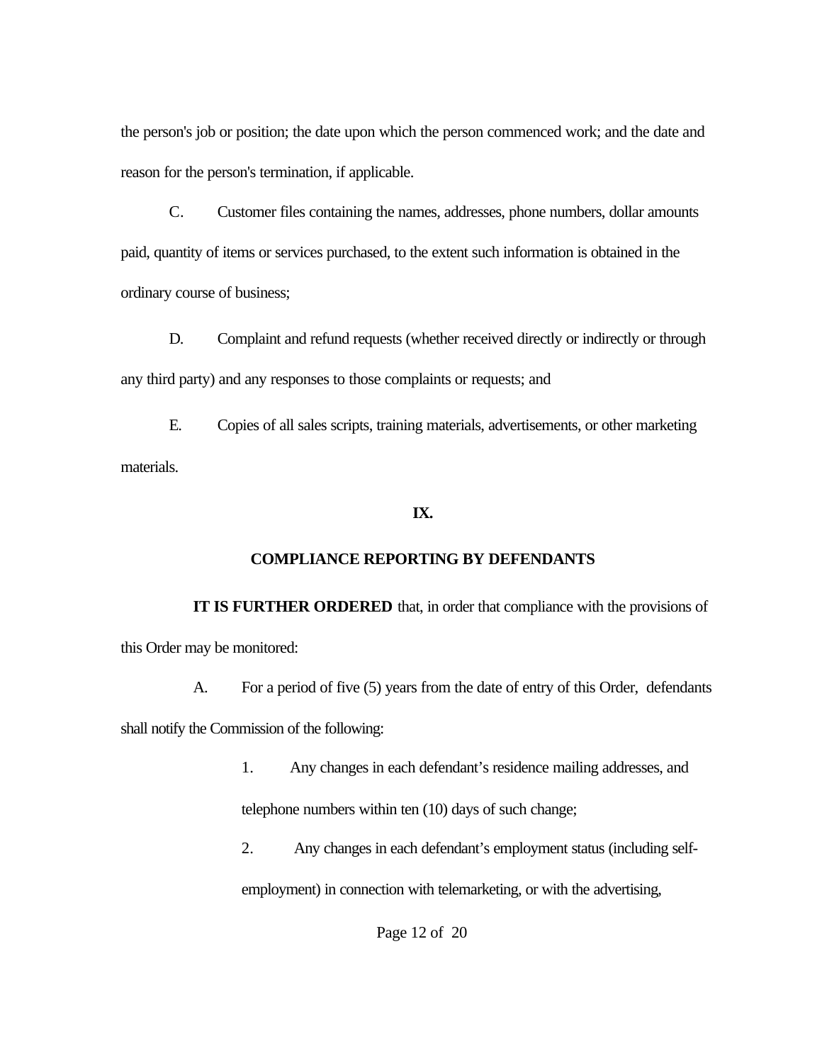the person's job or position; the date upon which the person commenced work; and the date and reason for the person's termination, if applicable.

C. Customer files containing the names, addresses, phone numbers, dollar amounts paid, quantity of items or services purchased, to the extent such information is obtained in the ordinary course of business;

D. Complaint and refund requests (whether received directly or indirectly or through any third party) and any responses to those complaints or requests; and

E. Copies of all sales scripts, training materials, advertisements, or other marketing materials.

**IX.**

**COMPLIANCE REPORTING BY DEFENDANTS**

**IT IS FURTHER ORDERED** that, in order that compliance with the provisions of this Order may be monitored:

A. For a period of five (5) years from the date of entry of this Order, defendants shall notify the Commission of the following:

1. Any changes in each defendant's residence mailing addresses, and telephone numbers within ten (10) days of such change;

2. Any changes in each defendant's employment status (including self-employment) in connection with telemarketing, or with the advertising,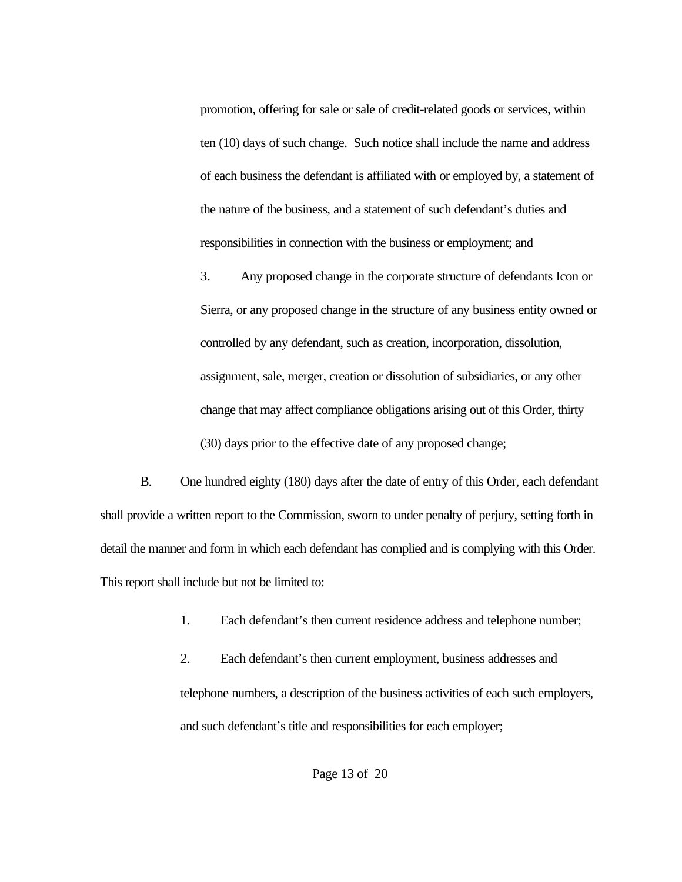promotion, offering for sale or sale of credit-related goods or services, within ten (10) days of such change. Such notice shall include the name and address of each business the defendant is affiliated with or employed by, a statement of the nature of the business, and a statement of such defendant's duties and responsibilities in connection with the business or employment; and

3. Any proposed change in the corporate structure of defendants Icon or Sierra, or any proposed change in the structure of any business entity owned or controlled by any defendant, such as creation, incorporation, dissolution, assignment, sale, merger, creation or dissolution of subsidiaries, or any other change that may affect compliance obligations arising out of this Order, thirty (30) days prior to the effective date of any proposed change;

B. One hundred eighty (180) days after the date of entry of this Order, each defendant shall provide a written report to the Commission, sworn to under penalty of perjury, setting forth in detail the manner and form in which each defendant has complied and is complying with this Order. This report shall include but not be limited to:

1. Each defendant's then current residence address and telephone number;

2. Each defendant's then current employment, business addresses and telephone numbers, a description of the business activities of each such employers, and such defendant's title and responsibilities for each employer;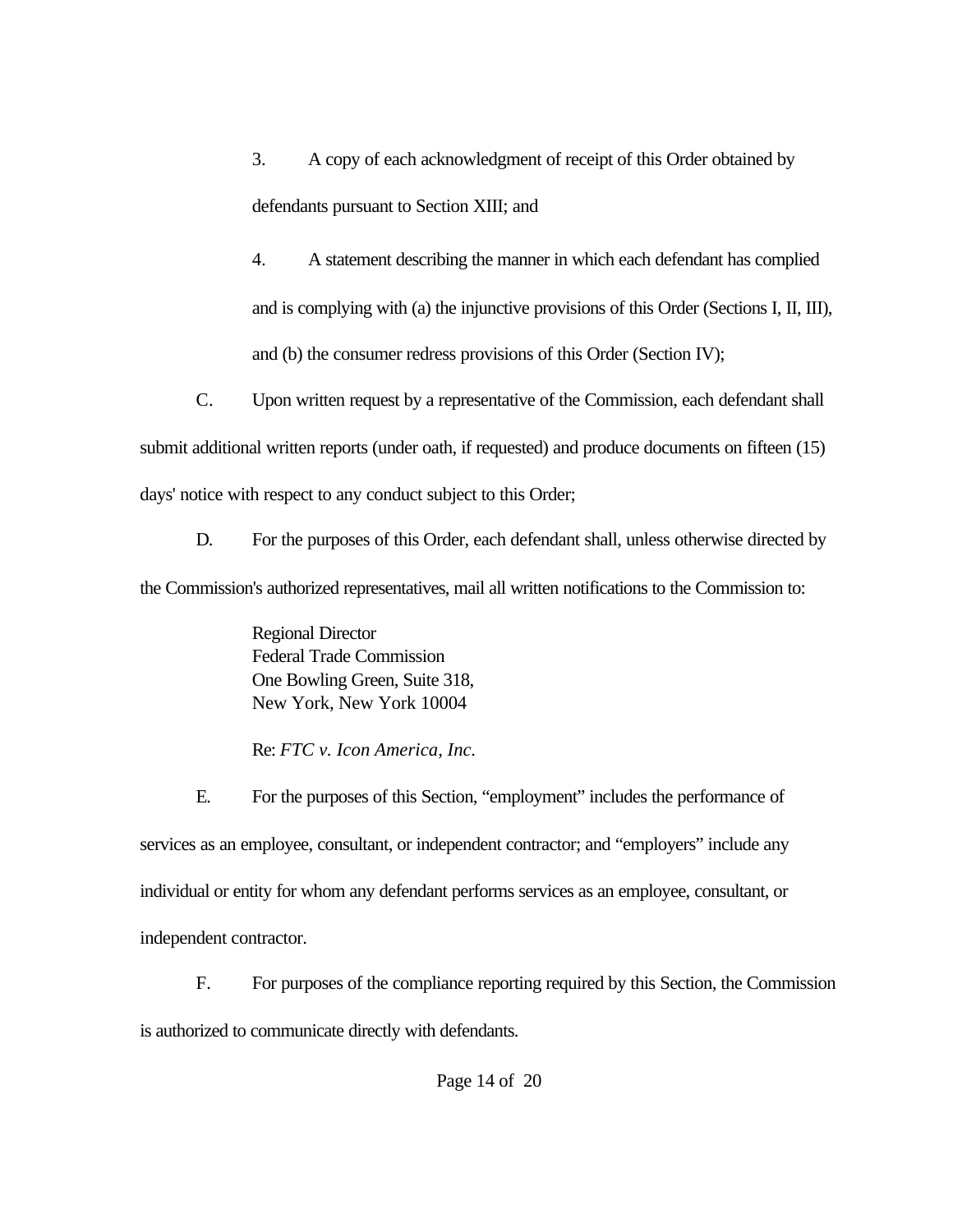3. A copy of each acknowledgment of receipt of this Order obtained by defendants pursuant to Section XIII; and

4. A statement describing the manner in which each defendant has complied and is complying with (a) the injunctive provisions of this Order (Sections I, II, III), and (b) the consumer redress provisions of this Order (Section IV);

C. Upon written request by a representative of the Commission, each defendant shall submit additional written reports (under oath, if requested) and produce documents on fifteen (15) days' notice with respect to any conduct subject to this Order;

D. For the purposes of this Order, each defendant shall, unless otherwise directed by the Commission's authorized representatives, mail all written notifications to the Commission to:

Regional Director
Federal Trade Commission
One Bowling Green, Suite 318,
New York, New York 10004

Re: *FTC v. Icon America, Inc.*

E. For the purposes of this Section, "employment" includes the performance of services as an employee, consultant, or independent contractor; and "employers" include any individual or entity for whom any defendant performs services as an employee, consultant, or independent contractor.

F. For purposes of the compliance reporting required by this Section, the Commission is authorized to communicate directly with defendants.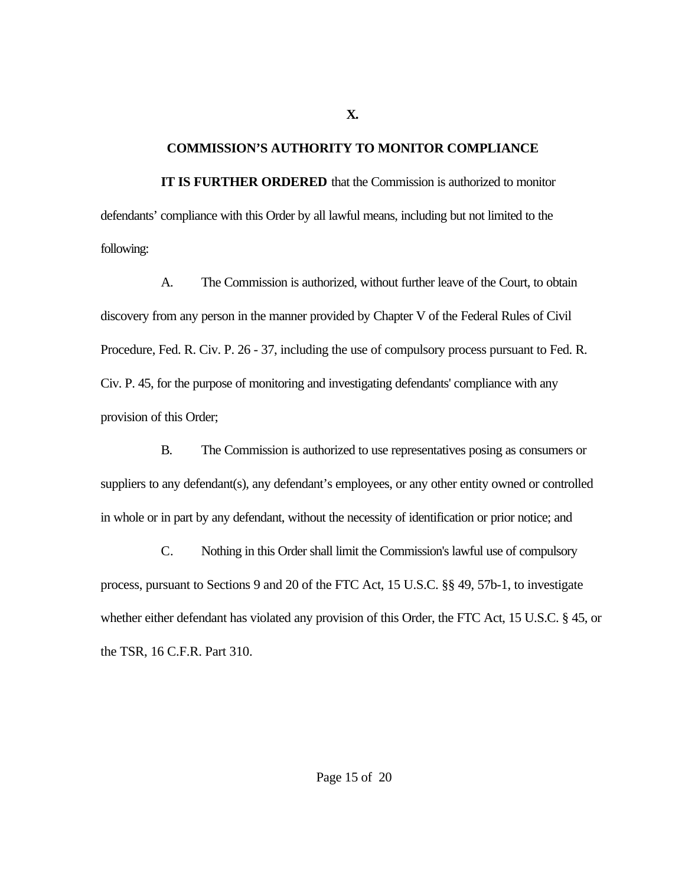## X.

## COMMISSION'S AUTHORITY TO MONITOR COMPLIANCE

**IT IS FURTHER ORDERED** that the Commission is authorized to monitor defendants' compliance with this Order by all lawful means, including but not limited to the following:

A. The Commission is authorized, without further leave of the Court, to obtain discovery from any person in the manner provided by Chapter V of the Federal Rules of Civil Procedure, Fed. R. Civ. P. 26 - 37, including the use of compulsory process pursuant to Fed. R. Civ. P. 45, for the purpose of monitoring and investigating defendants' compliance with any provision of this Order;

B. The Commission is authorized to use representatives posing as consumers or suppliers to any defendant(s), any defendant's employees, or any other entity owned or controlled in whole or in part by any defendant, without the necessity of identification or prior notice; and

C. Nothing in this Order shall limit the Commission's lawful use of compulsory process, pursuant to Sections 9 and 20 of the FTC Act, 15 U.S.C. §§ 49, 57b-1, to investigate whether either defendant has violated any provision of this Order, the FTC Act, 15 U.S.C. § 45, or the TSR, 16 C.F.R. Part 310.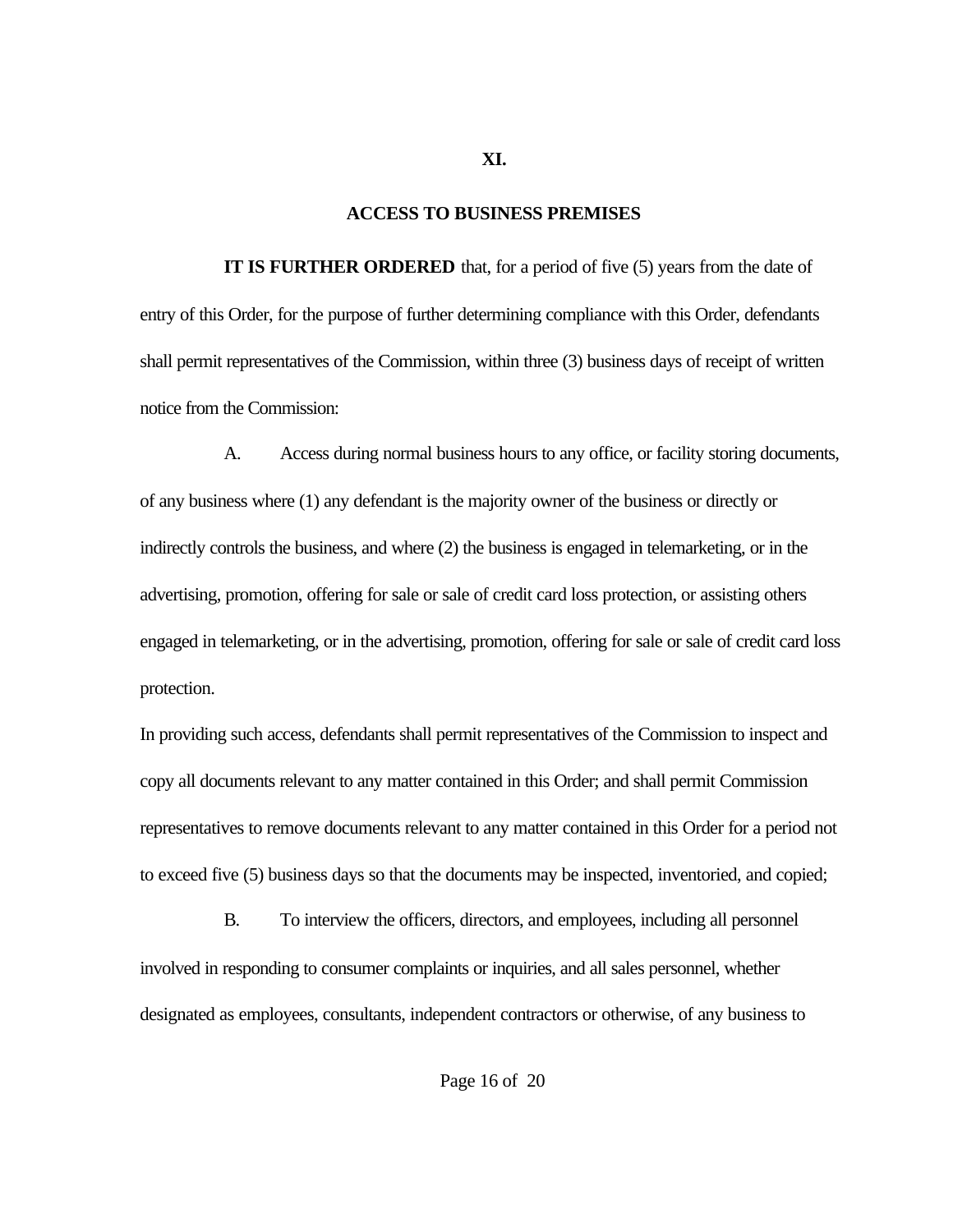## XI.

## ACCESS TO BUSINESS PREMISES

**IT IS FURTHER ORDERED** that, for a period of five (5) years from the date of entry of this Order, for the purpose of further determining compliance with this Order, defendants shall permit representatives of the Commission, within three (3) business days of receipt of written notice from the Commission:

A. Access during normal business hours to any office, or facility storing documents, of any business where (1) any defendant is the majority owner of the business or directly or indirectly controls the business, and where (2) the business is engaged in telemarketing, or in the advertising, promotion, offering for sale or sale of credit card loss protection, or assisting others engaged in telemarketing, or in the advertising, promotion, offering for sale or sale of credit card loss protection.

In providing such access, defendants shall permit representatives of the Commission to inspect and copy all documents relevant to any matter contained in this Order; and shall permit Commission representatives to remove documents relevant to any matter contained in this Order for a period not to exceed five (5) business days so that the documents may be inspected, inventoried, and copied;

B. To interview the officers, directors, and employees, including all personnel involved in responding to consumer complaints or inquiries, and all sales personnel, whether designated as employees, consultants, independent contractors or otherwise, of any business to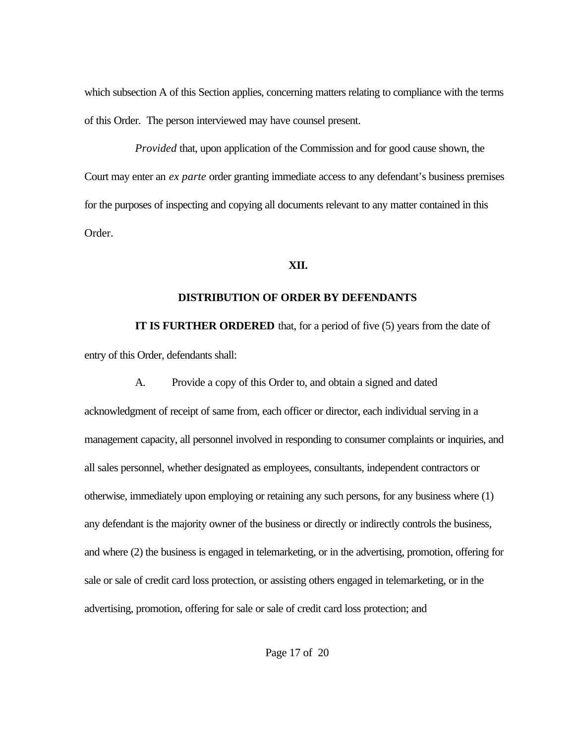which subsection A of this Section applies, concerning matters relating to compliance with the terms of this Order. The person interviewed may have counsel present.

*Provided* that, upon application of the Commission and for good cause shown, the Court may enter an *ex parte* order granting immediate access to any defendant's business premises for the purposes of inspecting and copying all documents relevant to any matter contained in this Order.

## XII.

## DISTRIBUTION OF ORDER BY DEFENDANTS

**IT IS FURTHER ORDERED** that, for a period of five (5) years from the date of entry of this Order, defendants shall:

A. Provide a copy of this Order to, and obtain a signed and dated acknowledgment of receipt of same from, each officer or director, each individual serving in a management capacity, all personnel involved in responding to consumer complaints or inquiries, and all sales personnel, whether designated as employees, consultants, independent contractors or otherwise, immediately upon employing or retaining any such persons, for any business where (1) any defendant is the majority owner of the business or directly or indirectly controls the business, and where (2) the business is engaged in telemarketing, or in the advertising, promotion, offering for sale or sale of credit card loss protection, or assisting others engaged in telemarketing, or in the advertising, promotion, offering for sale or sale of credit card loss protection; and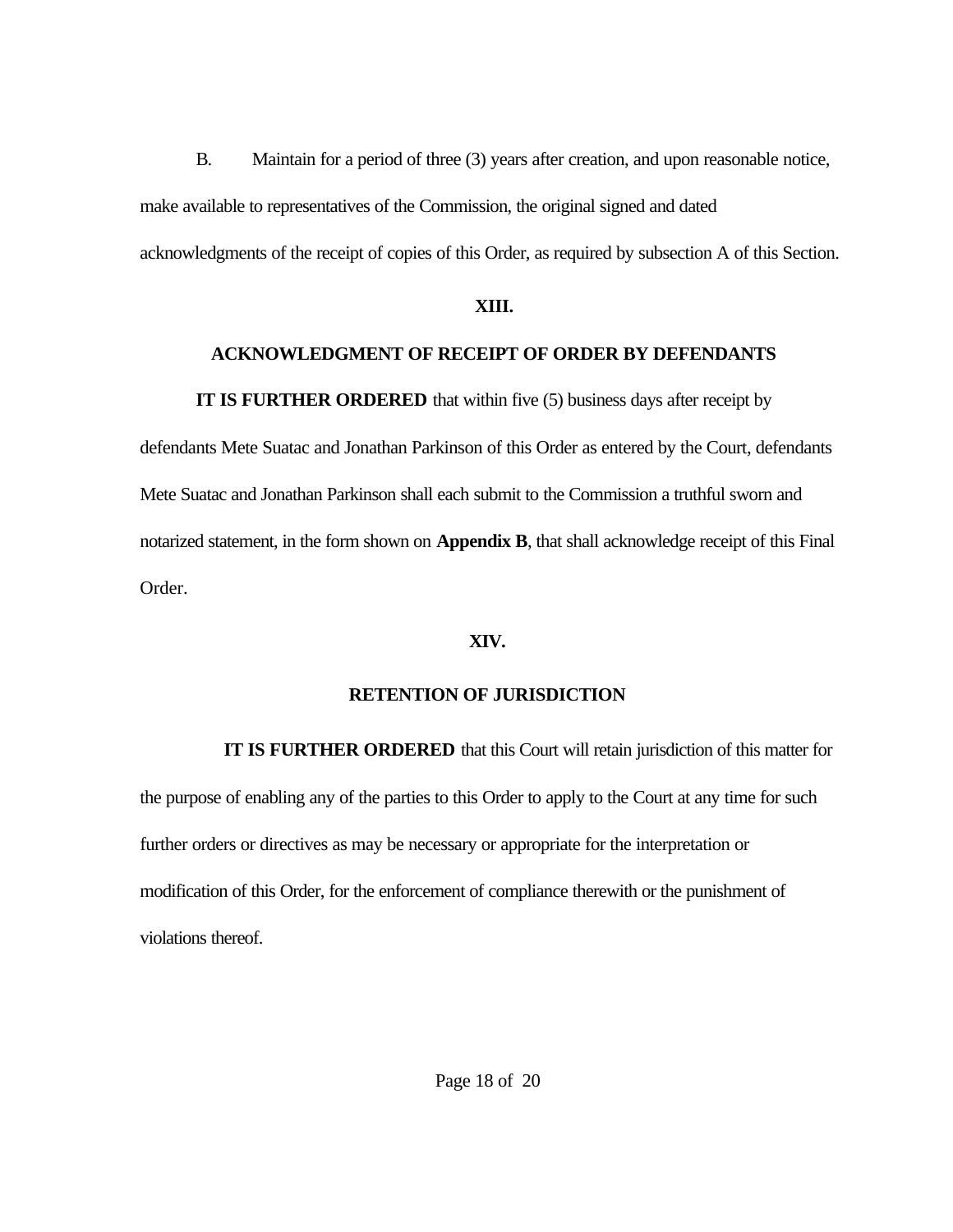B. Maintain for a period of three (3) years after creation, and upon reasonable notice, make available to representatives of the Commission, the original signed and dated acknowledgments of the receipt of copies of this Order, as required by subsection A of this Section.

## XIII.

## ACKNOWLEDGMENT OF RECEIPT OF ORDER BY DEFENDANTS

**IT IS FURTHER ORDERED** that within five (5) business days after receipt by defendants Mete Suatac and Jonathan Parkinson of this Order as entered by the Court, defendants Mete Suatac and Jonathan Parkinson shall each submit to the Commission a truthful sworn and notarized statement, in the form shown on **Appendix B**, that shall acknowledge receipt of this Final Order.

## XIV.

## RETENTION OF JURISDICTION

**IT IS FURTHER ORDERED** that this Court will retain jurisdiction of this matter for the purpose of enabling any of the parties to this Order to apply to the Court at any time for such further orders or directives as may be necessary or appropriate for the interpretation or modification of this Order, for the enforcement of compliance therewith or the punishment of violations thereof.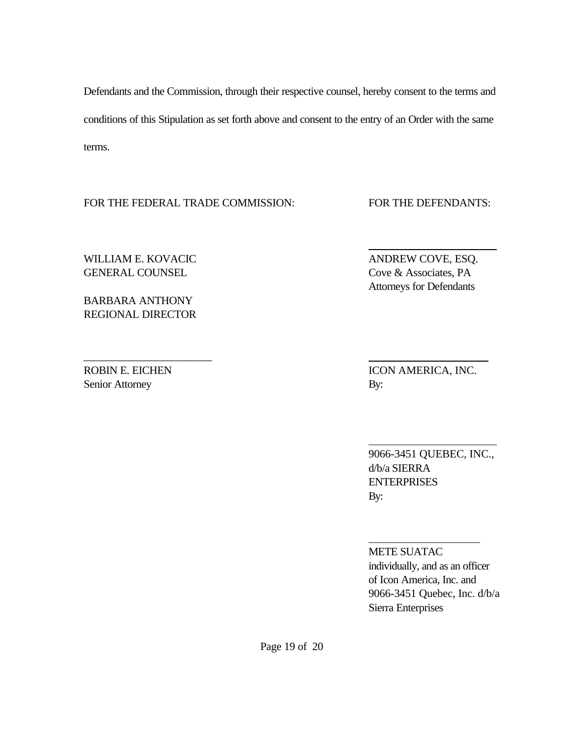Defendants and the Commission, through their respective counsel, hereby consent to the terms and conditions of this Stipulation as set forth above and consent to the entry of an Order with the same terms.

FOR THE FEDERAL TRADE COMMISSION:

WILLIAM E. KOVACIC
GENERAL COUNSEL

BARBARA ANTHONY
REGIONAL DIRECTOR

\_\_\_\_\_\_\_\_\_\_\_\_\_\_\_\_\_\_\_\_\_\_\_\_

ROBIN E. EICHEN
Senior Attorney

FOR THE DEFENDANTS:

\_\_\_\_\_\_\_\_\_\_\_\_\_\_\_\_\_\_\_\_\_\_\_\_

ANDREW COVE, ESQ.
Cove & Associates, PA
Attorneys for Defendants

\_\_\_\_\_\_\_\_\_\_\_\_\_\_\_\_\_\_\_\_\_\_\_\_

ICON AMERICA, INC.
By:

\_\_\_\_\_\_\_\_\_\_\_\_\_\_\_\_\_\_\_\_\_\_\_\_

9066-3451 QUEBEC, INC., d/b/a SIERRA ENTERPRISES
By:

\_\_\_\_\_\_\_\_\_\_\_\_\_\_\_\_\_\_\_\_\_\_\_\_

METE SUATAC
individually, and as an officer of Icon America, Inc. and 9066-3451 Quebec, Inc. d/b/a Sierra Enterprises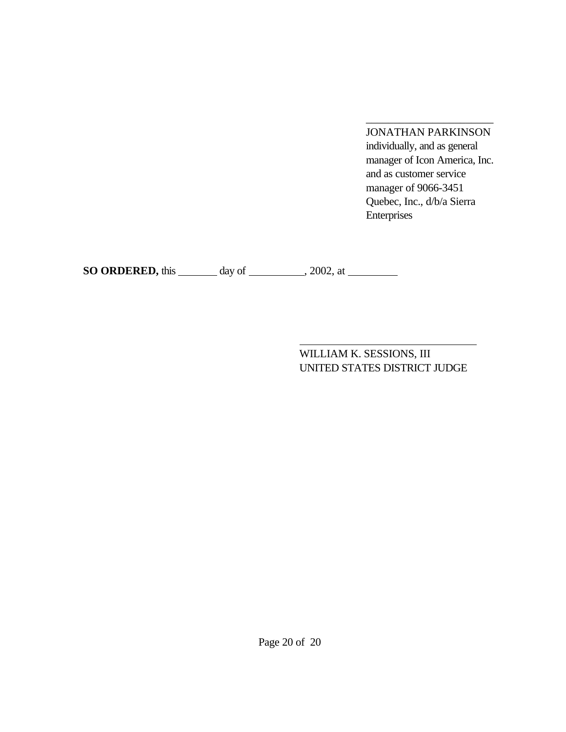\_\_\_\_\_\_\_\_\_\_\_\_\_\_\_\_\_\_\_\_\_\_\_\_

JONATHAN PARKINSON
individually, and as general
manager of Icon America, Inc.
and as customer service
manager of 9066-3451
Quebec, Inc., d/b/a Sierra
Enterprises

**SO ORDERED,** this \_\_\_\_\_\_\_ day of \_\_\_\_\_\_\_\_\_\_, 2002, at \_\_\_\_\_\_\_\_\_

\_\_\_\_\_\_\_\_\_\_\_\_\_\_\_\_\_\_\_\_\_\_\_\_\_\_\_\_\_\_\_\_

WILLIAM K. SESSIONS, III
UNITED STATES DISTRICT JUDGE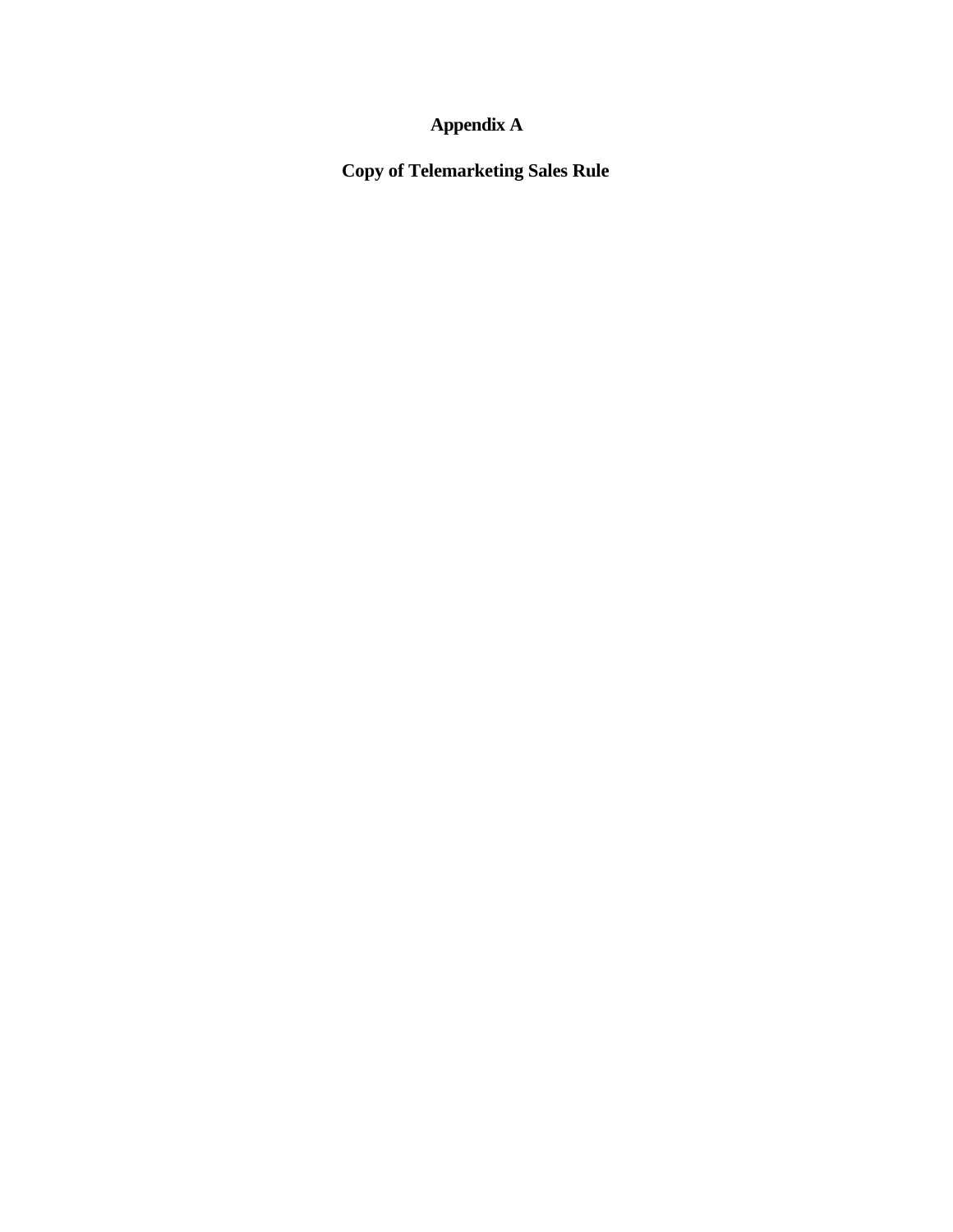# Appendix A

## Copy of Telemarketing Sales Rule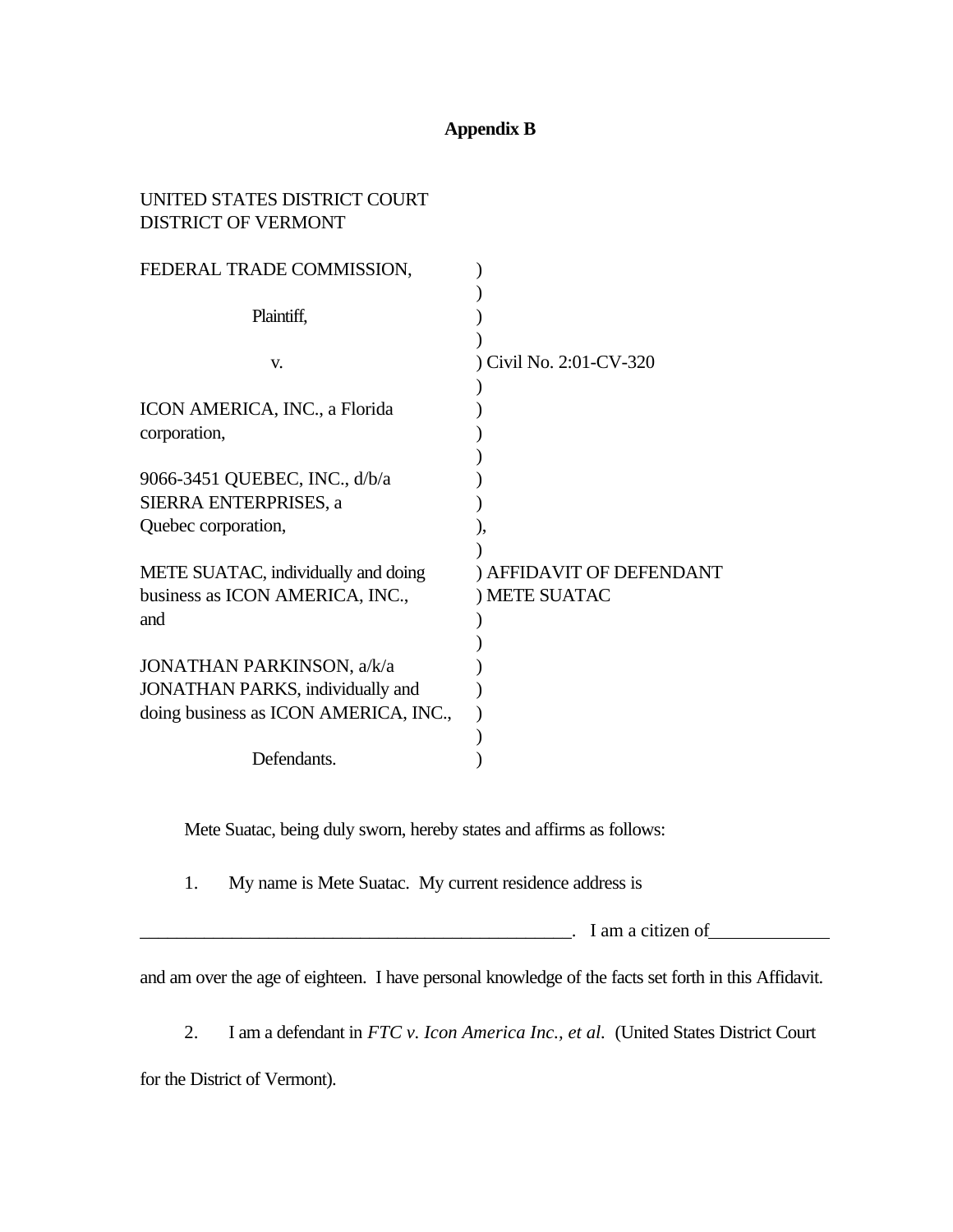## Appendix B

UNITED STATES DISTRICT COURT
DISTRICT OF VERMONT

| | |
|---|---|
| FEDERAL TRADE COMMISSION, | ) |
| | ) |
| Plaintiff, | ) |
| | ) |
| v. | ) Civil No. 2:01-CV-320 |
| | ) |
| ICON AMERICA, INC., a Florida corporation, | ) |
| | ) |
| 9066-3451 QUEBEC, INC., d/b/a SIERRA ENTERPRISES, a Quebec corporation, | ), |
| | ) |
| METE SUATAC, individually and doing business as ICON AMERICA, INC., and | ) AFFIDAVIT OF DEFENDANT ) METE SUATAC |
| | ) |
| JONATHAN PARKINSON, a/k/a JONATHAN PARKS, individually and doing business as ICON AMERICA, INC., | ) |
| | ) |
| Defendants. | ) |

Mete Suatac, being duly sworn, hereby states and affirms as follows:

1. My name is Mete Suatac. My current residence address is _______________________________________________. I am a citizen of_____________ and am over the age of eighteen. I have personal knowledge of the facts set forth in this Affidavit.

2. I am a defendant in *FTC v. Icon America Inc., et al.* (United States District Court for the District of Vermont).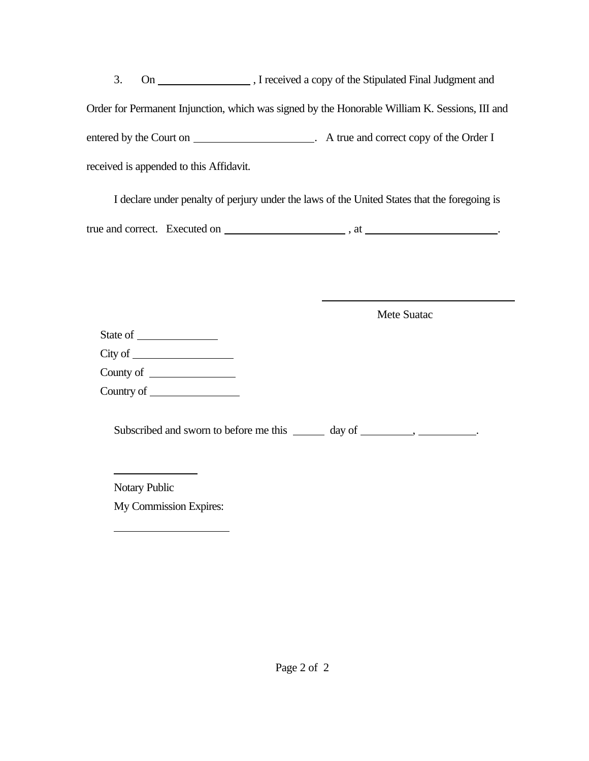3. On ________________ , I received a copy of the Stipulated Final Judgment and Order for Permanent Injunction, which was signed by the Honorable William K. Sessions, III and entered by the Court on ____________________. A true and correct copy of the Order I received is appended to this Affidavit.

I declare under penalty of perjury under the laws of the United States that the foregoing is true and correct. Executed on ____________________ , at ______________________.

___________________________________

Mete Suatac

State of ______________

City of _________________

County of _______________

Country of ________________

Subscribed and sworn to before me this _____ day of _________, __________.

______________

Notary Public

My Commission Expires:

____________________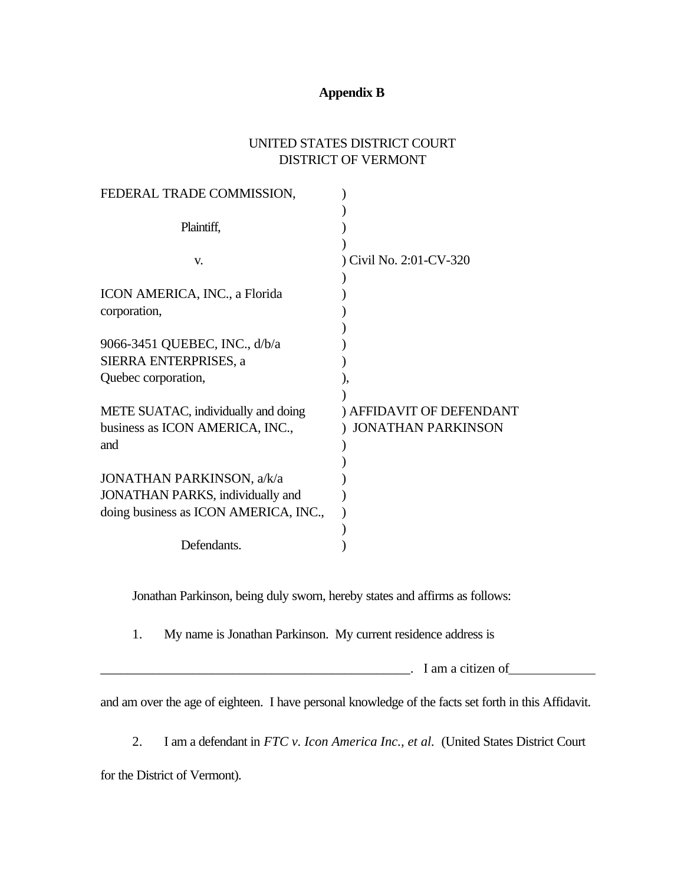**Appendix B**

UNITED STATES DISTRICT COURT
DISTRICT OF VERMONT

| | |
|---|---|
| FEDERAL TRADE COMMISSION, | ) |
| | ) |
| Plaintiff, | ) |
| | ) |
| v. | ) Civil No. 2:01-CV-320 |
| | ) |
| ICON AMERICA, INC., a Florida corporation, | ) |
| | ) |
| 9066-3451 QUEBEC, INC., d/b/a SIERRA ENTERPRISES, a Quebec corporation, | ), |
| | ) |
| METE SUATAC, individually and doing business as ICON AMERICA, INC., and | ) AFFIDAVIT OF DEFENDANT JONATHAN PARKINSON |
| | ) |
| JONATHAN PARKINSON, a/k/a JONATHAN PARKS, individually and doing business as ICON AMERICA, INC., | ) |
| | ) |
| Defendants. | ) |

Jonathan Parkinson, being duly sworn, hereby states and affirms as follows:

1. My name is Jonathan Parkinson. My current residence address is _______________________________________________. I am a citizen of_____________ and am over the age of eighteen. I have personal knowledge of the facts set forth in this Affidavit.

2. I am a defendant in *FTC v. Icon America Inc., et al.* (United States District Court for the District of Vermont).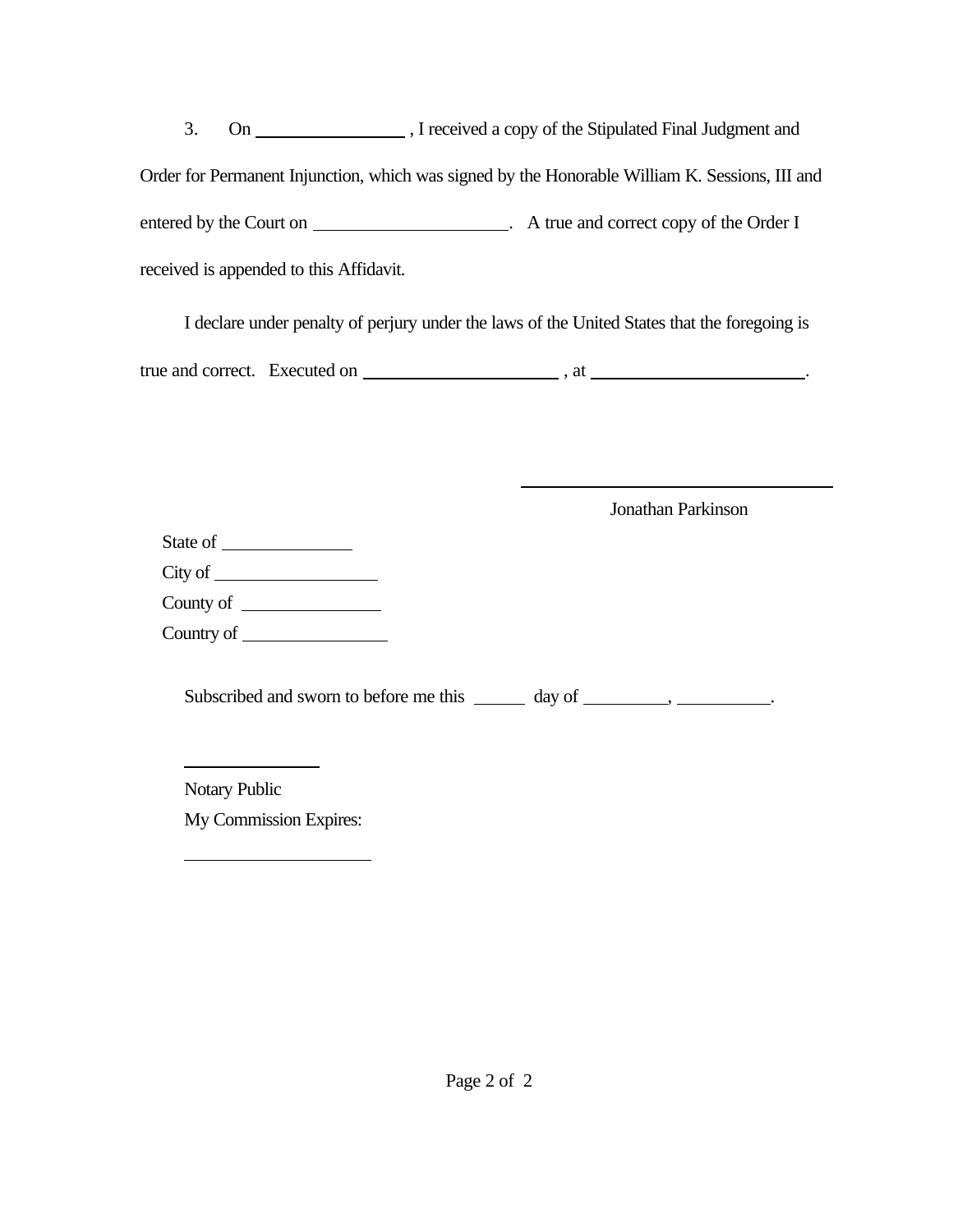3. On ________________ , I received a copy of the Stipulated Final Judgment and Order for Permanent Injunction, which was signed by the Honorable William K. Sessions, III and entered by the Court on ____________________. A true and correct copy of the Order I received is appended to this Affidavit.

I declare under penalty of perjury under the laws of the United States that the foregoing is true and correct. Executed on ____________________ , at ______________________.

___________________________________

Jonathan Parkinson

State of ______________

City of __________________

County of _______________

Country of ________________

Subscribed and sworn to before me this _____ day of _________, __________.

_______________

Notary Public

My Commission Expires:

____________________